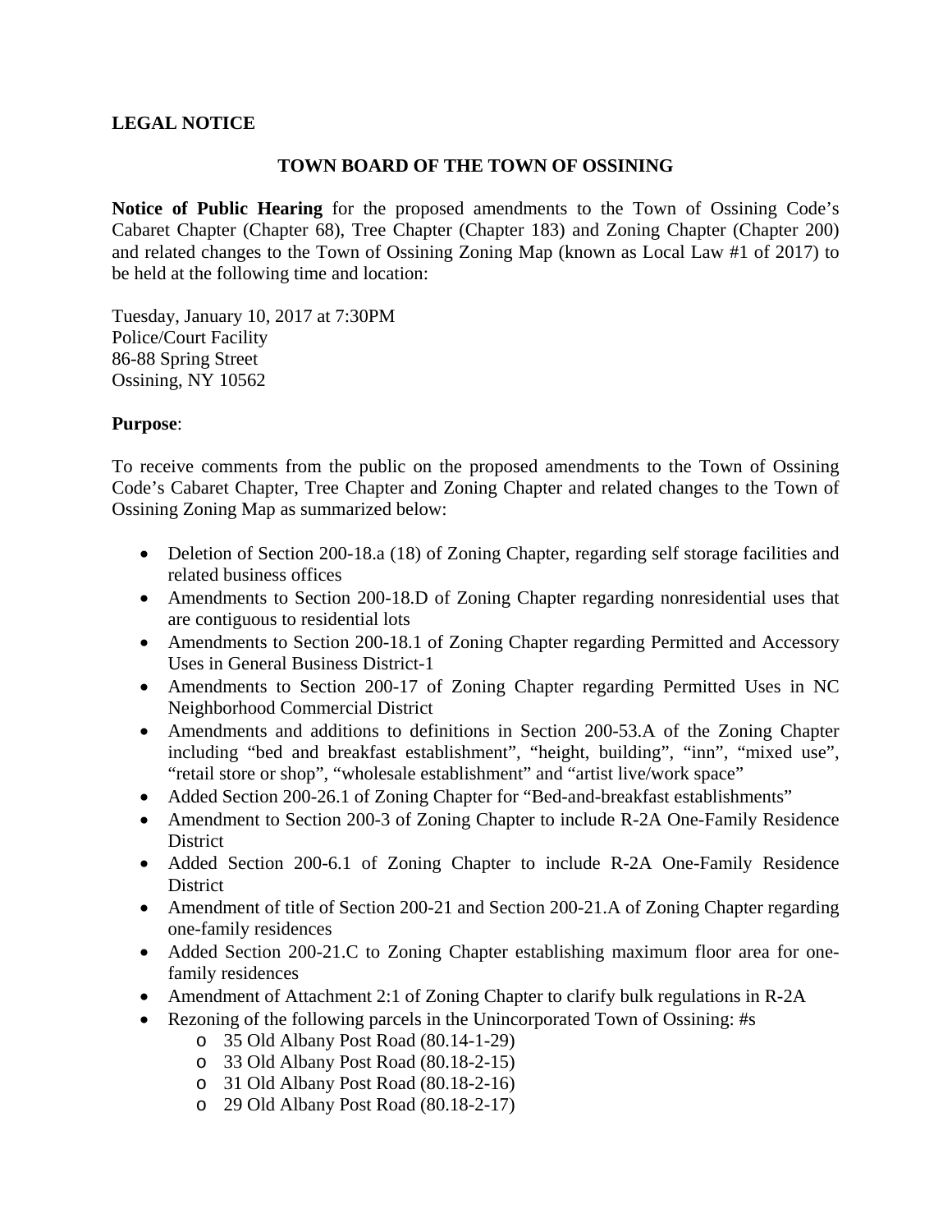**LEGAL NOTICE**

**TOWN BOARD OF THE TOWN OF OSSINING**

**Notice of Public Hearing** for the proposed amendments to the Town of Ossining Code's Cabaret Chapter (Chapter 68), Tree Chapter (Chapter 183) and Zoning Chapter (Chapter 200) and related changes to the Town of Ossining Zoning Map (known as Local Law #1 of 2017) to be held at the following time and location:

Tuesday, January 10, 2017 at 7:30PM
Police/Court Facility
86-88 Spring Street
Ossining, NY 10562

**Purpose**:

To receive comments from the public on the proposed amendments to the Town of Ossining Code's Cabaret Chapter, Tree Chapter and Zoning Chapter and related changes to the Town of Ossining Zoning Map as summarized below:

- Deletion of Section 200-18.a (18) of Zoning Chapter, regarding self storage facilities and related business offices
- Amendments to Section 200-18.D of Zoning Chapter regarding nonresidential uses that are contiguous to residential lots
- Amendments to Section 200-18.1 of Zoning Chapter regarding Permitted and Accessory Uses in General Business District-1
- Amendments to Section 200-17 of Zoning Chapter regarding Permitted Uses in NC Neighborhood Commercial District
- Amendments and additions to definitions in Section 200-53.A of the Zoning Chapter including "bed and breakfast establishment", "height, building", "inn", "mixed use", "retail store or shop", "wholesale establishment" and "artist live/work space"
- Added Section 200-26.1 of Zoning Chapter for "Bed-and-breakfast establishments"
- Amendment to Section 200-3 of Zoning Chapter to include R-2A One-Family Residence District
- Added Section 200-6.1 of Zoning Chapter to include R-2A One-Family Residence District
- Amendment of title of Section 200-21 and Section 200-21.A of Zoning Chapter regarding one-family residences
- Added Section 200-21.C to Zoning Chapter establishing maximum floor area for one-family residences
- Amendment of Attachment 2:1 of Zoning Chapter to clarify bulk regulations in R-2A
- Rezoning of the following parcels in the Unincorporated Town of Ossining: #s
  - 35 Old Albany Post Road (80.14-1-29)
  - 33 Old Albany Post Road (80.18-2-15)
  - 31 Old Albany Post Road (80.18-2-16)
  - 29 Old Albany Post Road (80.18-2-17)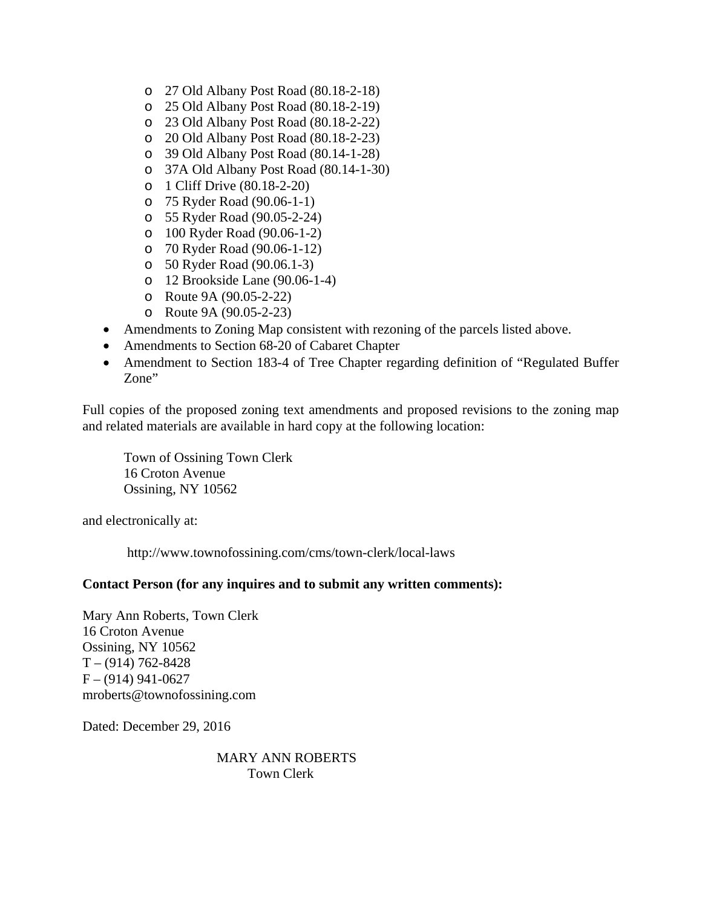- 27 Old Albany Post Road (80.18-2-18)
  - 25 Old Albany Post Road (80.18-2-19)
  - 23 Old Albany Post Road (80.18-2-22)
  - 20 Old Albany Post Road (80.18-2-23)
  - 39 Old Albany Post Road (80.14-1-28)
  - 37A Old Albany Post Road (80.14-1-30)
  - 1 Cliff Drive (80.18-2-20)
  - 75 Ryder Road (90.06-1-1)
  - 55 Ryder Road (90.05-2-24)
  - 100 Ryder Road (90.06-1-2)
  - 70 Ryder Road (90.06-1-12)
  - 50 Ryder Road (90.06.1-3)
  - 12 Brookside Lane (90.06-1-4)
  - Route 9A (90.05-2-22)
  - Route 9A (90.05-2-23)
- Amendments to Zoning Map consistent with rezoning of the parcels listed above.
- Amendments to Section 68-20 of Cabaret Chapter
- Amendment to Section 183-4 of Tree Chapter regarding definition of "Regulated Buffer Zone"

Full copies of the proposed zoning text amendments and proposed revisions to the zoning map and related materials are available in hard copy at the following location:

Town of Ossining Town Clerk
16 Croton Avenue
Ossining, NY 10562

and electronically at:

http://www.townofossining.com/cms/town-clerk/local-laws

**Contact Person (for any inquires and to submit any written comments):**

Mary Ann Roberts, Town Clerk
16 Croton Avenue
Ossining, NY 10562
T – (914) 762-8428
F – (914) 941-0627
mroberts@townofossining.com

Dated: December 29, 2016

MARY ANN ROBERTS
Town Clerk